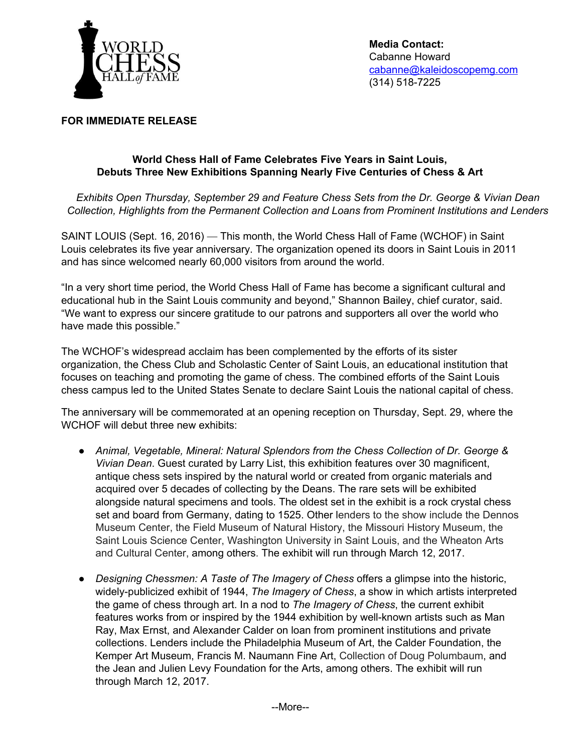WORLD CHESS HALL of FAME

**Media Contact:**
Cabanne Howard
cabanne@kaleidoscopemg.com
(314) 518-7225

**FOR IMMEDIATE RELEASE**

**World Chess Hall of Fame Celebrates Five Years in Saint Louis, Debuts Three New Exhibitions Spanning Nearly Five Centuries of Chess & Art**

*Exhibits Open Thursday, September 29 and Feature Chess Sets from the Dr. George & Vivian Dean Collection, Highlights from the Permanent Collection and Loans from Prominent Institutions and Lenders*

SAINT LOUIS (Sept. 16, 2016) — This month, the World Chess Hall of Fame (WCHOF) in Saint Louis celebrates its five year anniversary. The organization opened its doors in Saint Louis in 2011 and has since welcomed nearly 60,000 visitors from around the world.

"In a very short time period, the World Chess Hall of Fame has become a significant cultural and educational hub in the Saint Louis community and beyond," Shannon Bailey, chief curator, said. "We want to express our sincere gratitude to our patrons and supporters all over the world who have made this possible."

The WCHOF's widespread acclaim has been complemented by the efforts of its sister organization, the Chess Club and Scholastic Center of Saint Louis, an educational institution that focuses on teaching and promoting the game of chess. The combined efforts of the Saint Louis chess campus led to the United States Senate to declare Saint Louis the national capital of chess.

The anniversary will be commemorated at an opening reception on Thursday, Sept. 29, where the WCHOF will debut three new exhibits:

- *Animal, Vegetable, Mineral: Natural Splendors from the Chess Collection of Dr. George & Vivian Dean*. Guest curated by Larry List, this exhibition features over 30 magnificent, antique chess sets inspired by the natural world or created from organic materials and acquired over 5 decades of collecting by the Deans. The rare sets will be exhibited alongside natural specimens and tools. The oldest set in the exhibit is a rock crystal chess set and board from Germany, dating to 1525. Other lenders to the show include the Dennos Museum Center, the Field Museum of Natural History, the Missouri History Museum, the Saint Louis Science Center, Washington University in Saint Louis, and the Wheaton Arts and Cultural Center, among others. The exhibit will run through March 12, 2017.

- *Designing Chessmen: A Taste of The Imagery of Chess* offers a glimpse into the historic, widely-publicized exhibit of 1944, *The Imagery of Chess*, a show in which artists interpreted the game of chess through art. In a nod to *The Imagery of Chess*, the current exhibit features works from or inspired by the 1944 exhibition by well-known artists such as Man Ray, Max Ernst, and Alexander Calder on loan from prominent institutions and private collections. Lenders include the Philadelphia Museum of Art, the Calder Foundation, the Kemper Art Museum, Francis M. Naumann Fine Art, Collection of Doug Polumbaum, and the Jean and Julien Levy Foundation for the Arts, among others. The exhibit will run through March 12, 2017.

--More--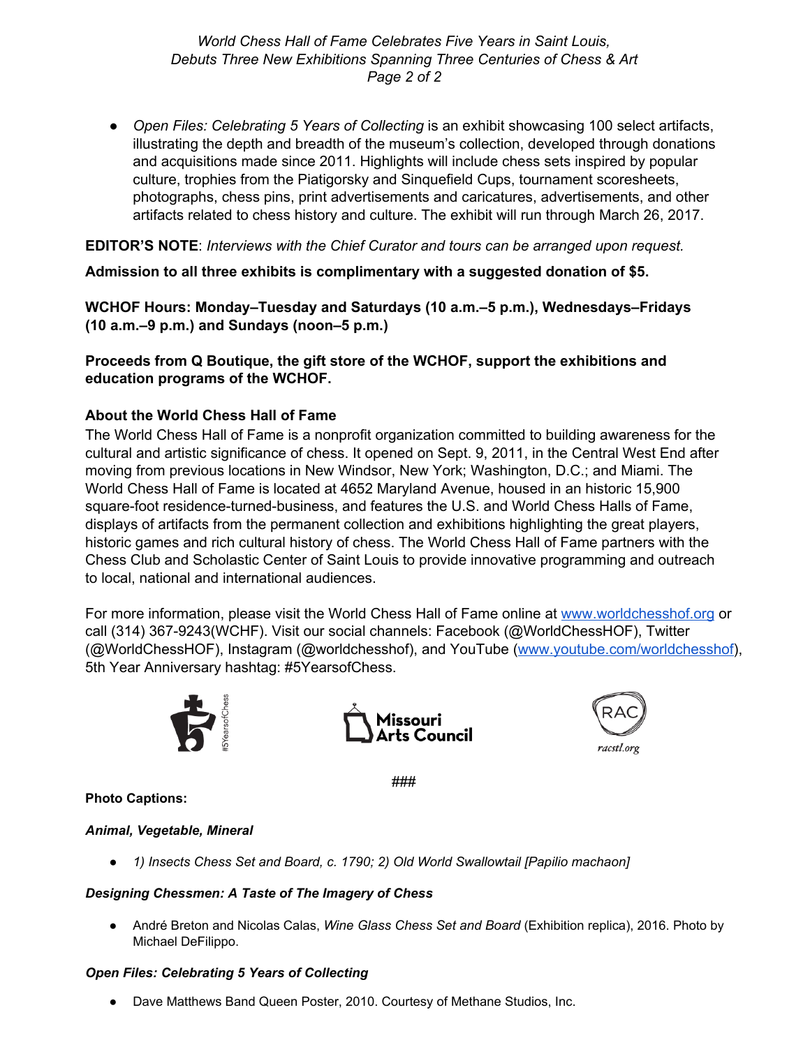- *Open Files: Celebrating 5 Years of Collecting* is an exhibit showcasing 100 select artifacts, illustrating the depth and breadth of the museum's collection, developed through donations and acquisitions made since 2011. Highlights will include chess sets inspired by popular culture, trophies from the Piatigorsky and Sinquefield Cups, tournament scoresheets, photographs, chess pins, print advertisements and caricatures, advertisements, and other artifacts related to chess history and culture. The exhibit will run through March 26, 2017.

**EDITOR'S NOTE**: *Interviews with the Chief Curator and tours can be arranged upon request.*

**Admission to all three exhibits is complimentary with a suggested donation of $5.**

**WCHOF Hours: Monday–Tuesday and Saturdays (10 a.m.–5 p.m.), Wednesdays–Fridays (10 a.m.–9 p.m.) and Sundays (noon–5 p.m.)**

**Proceeds from Q Boutique, the gift store of the WCHOF, support the exhibitions and education programs of the WCHOF.**

**About the World Chess Hall of Fame**

The World Chess Hall of Fame is a nonprofit organization committed to building awareness for the cultural and artistic significance of chess. It opened on Sept. 9, 2011, in the Central West End after moving from previous locations in New Windsor, New York; Washington, D.C.; and Miami. The World Chess Hall of Fame is located at 4652 Maryland Avenue, housed in an historic 15,900 square-foot residence-turned-business, and features the U.S. and World Chess Halls of Fame, displays of artifacts from the permanent collection and exhibitions highlighting the great players, historic games and rich cultural history of chess. The World Chess Hall of Fame partners with the Chess Club and Scholastic Center of Saint Louis to provide innovative programming and outreach to local, national and international audiences.

For more information, please visit the World Chess Hall of Fame online at www.worldchesshof.org or call (314) 367-9243(WCHF). Visit our social channels: Facebook (@WorldChessHOF), Twitter (@WorldChessHOF), Instagram (@worldchesshof), and YouTube (www.youtube.com/worldchesshof), 5th Year Anniversary hashtag: #5YearsofChess.

#5YearsofChess

Missouri Arts Council

RAC
racstl.org

###

**Photo Captions:**

***Animal, Vegetable, Mineral***

- *1) Insects Chess Set and Board, c. 1790; 2) Old World Swallowtail [Papilio machaon]*

***Designing Chessmen: A Taste of The Imagery of Chess***

- André Breton and Nicolas Calas, *Wine Glass Chess Set and Board* (Exhibition replica), 2016. Photo by Michael DeFilippo.

***Open Files: Celebrating 5 Years of Collecting***

- Dave Matthews Band Queen Poster, 2010. Courtesy of Methane Studios, Inc.